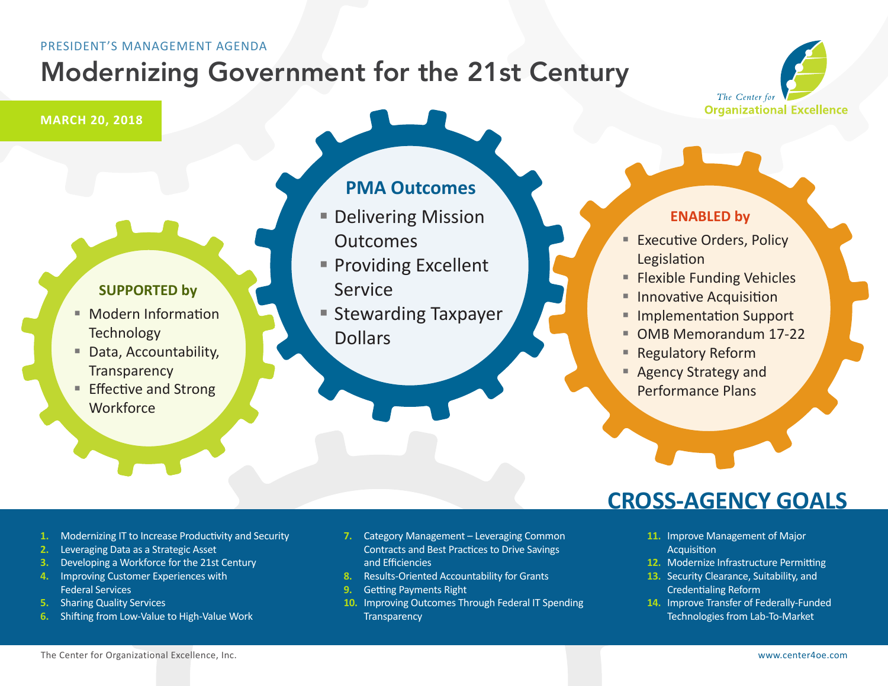PRESIDENT'S MANAGEMENT AGENDA

# Modernizing Government for the 21st Century

**MARCH 20, 2018**

The Center for Organizational Excellence

## SUPPORTED by

- Modern Information Technology
- Data, Accountability, Transparency
- Effective and Strong Workforce

## PMA Outcomes

- Delivering Mission Outcomes
- Providing Excellent Service
- Stewarding Taxpayer Dollars

## ENABLED by

- Executive Orders, Policy Legislation
- Flexible Funding Vehicles
- Innovative Acquisition
- Implementation Support
- OMB Memorandum 17-22
- Regulatory Reform
- Agency Strategy and Performance Plans

## CROSS-AGENCY GOALS

1. Modernizing IT to Increase Productivity and Security
2. Leveraging Data as a Strategic Asset
3. Developing a Workforce for the 21st Century
4. Improving Customer Experiences with Federal Services
5. Sharing Quality Services
6. Shifting from Low-Value to High-Value Work
7. Category Management – Leveraging Common Contracts and Best Practices to Drive Savings and Efficiencies
8. Results-Oriented Accountability for Grants
9. Getting Payments Right
10. Improving Outcomes Through Federal IT Spending Transparency
11. Improve Management of Major Acquisition
12. Modernize Infrastructure Permitting
13. Security Clearance, Suitability, and Credentialing Reform
14. Improve Transfer of Federally-Funded Technologies from Lab-To-Market

The Center for Organizational Excellence, Inc.

www.center4oe.com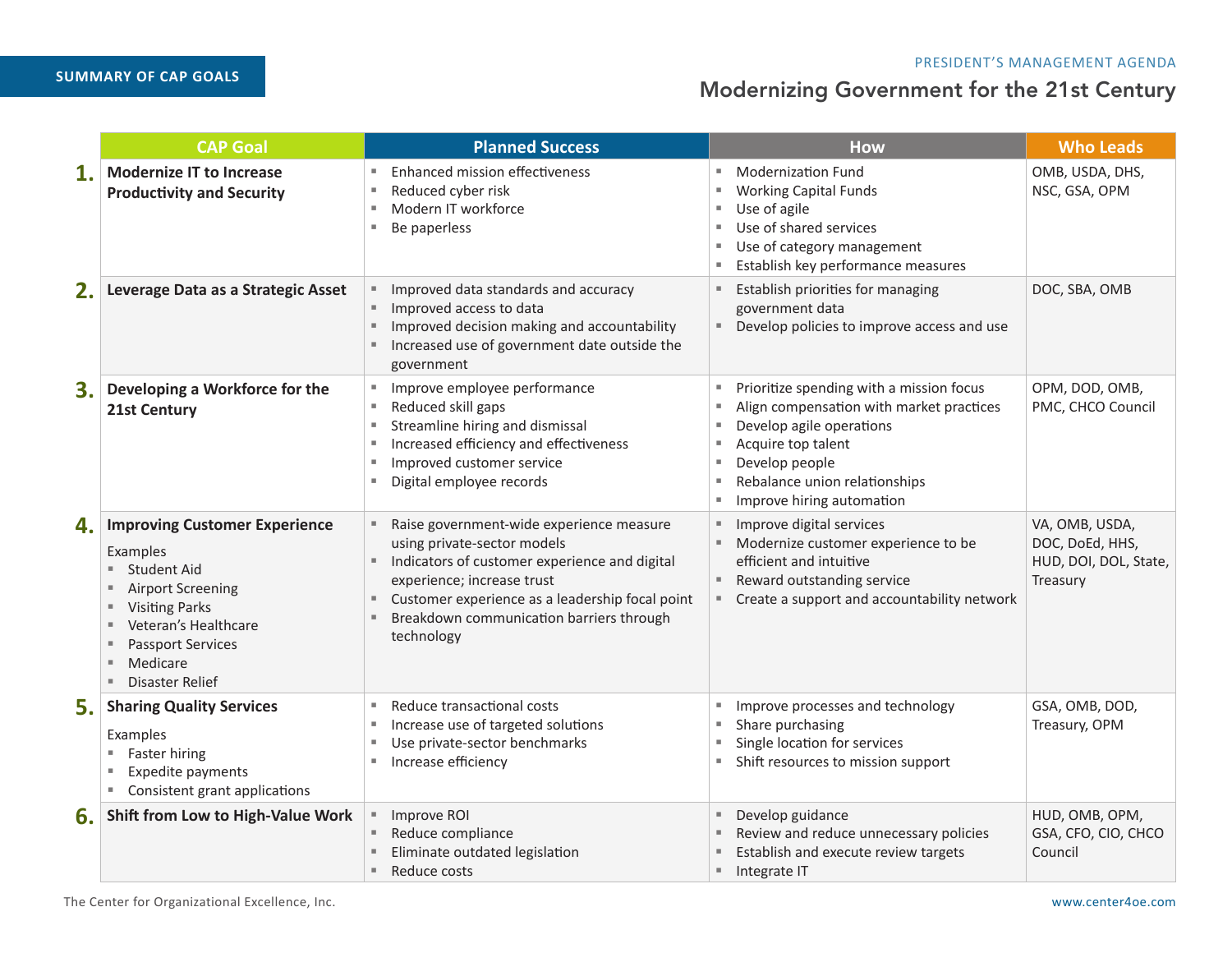**SUMMARY OF CAP GOALS**

PRESIDENT'S MANAGEMENT AGENDA

## Modernizing Government for the 21st Century

| | CAP Goal | Planned Success | How | Who Leads |
|---|---|---|---|---|
| 1. | **Modernize IT to Increase Productivity and Security** | ▪ Enhanced mission effectiveness<br>▪ Reduced cyber risk<br>▪ Modern IT workforce<br>▪ Be paperless | ▪ Modernization Fund<br>▪ Working Capital Funds<br>▪ Use of agile<br>▪ Use of shared services<br>▪ Use of category management<br>▪ Establish key performance measures | OMB, USDA, DHS, NSC, GSA, OPM |
| 2. | **Leverage Data as a Strategic Asset** | ▪ Improved data standards and accuracy<br>▪ Improved access to data<br>▪ Improved decision making and accountability<br>▪ Increased use of government date outside the government | ▪ Establish priorities for managing government data<br>▪ Develop policies to improve access and use | DOC, SBA, OMB |
| 3. | **Developing a Workforce for the 21st Century** | ▪ Improve employee performance<br>▪ Reduced skill gaps<br>▪ Streamline hiring and dismissal<br>▪ Increased efficiency and effectiveness<br>▪ Improved customer service<br>▪ Digital employee records | ▪ Prioritize spending with a mission focus<br>▪ Align compensation with market practices<br>▪ Develop agile operations<br>▪ Acquire top talent<br>▪ Develop people<br>▪ Rebalance union relationships<br>▪ Improve hiring automation | OPM, DOD, OMB, PMC, CHCO Council |
| 4. | **Improving Customer Experience**<br>Examples<br>▪ Student Aid<br>▪ Airport Screening<br>▪ Visiting Parks<br>▪ Veteran's Healthcare<br>▪ Passport Services<br>▪ Medicare<br>▪ Disaster Relief | ▪ Raise government-wide experience measure using private-sector models<br>▪ Indicators of customer experience and digital experience; increase trust<br>▪ Customer experience as a leadership focal point<br>▪ Breakdown communication barriers through technology | ▪ Improve digital services<br>▪ Modernize customer experience to be efficient and intuitive<br>▪ Reward outstanding service<br>▪ Create a support and accountability network | VA, OMB, USDA, DOC, DoEd, HHS, HUD, DOI, DOL, State, Treasury |
| 5. | **Sharing Quality Services**<br>Examples<br>▪ Faster hiring<br>▪ Expedite payments<br>▪ Consistent grant applications | ▪ Reduce transactional costs<br>▪ Increase use of targeted solutions<br>▪ Use private-sector benchmarks<br>▪ Increase efficiency | ▪ Improve processes and technology<br>▪ Share purchasing<br>▪ Single location for services<br>▪ Shift resources to mission support | GSA, OMB, DOD, Treasury, OPM |
| 6. | **Shift from Low to High-Value Work** | ▪ Improve ROI<br>▪ Reduce compliance<br>▪ Eliminate outdated legislation<br>▪ Reduce costs | ▪ Develop guidance<br>▪ Review and reduce unnecessary policies<br>▪ Establish and execute review targets<br>▪ Integrate IT | HUD, OMB, OPM, GSA, CFO, CIO, CHCO Council |

The Center for Organizational Excellence, Inc. www.center4oe.com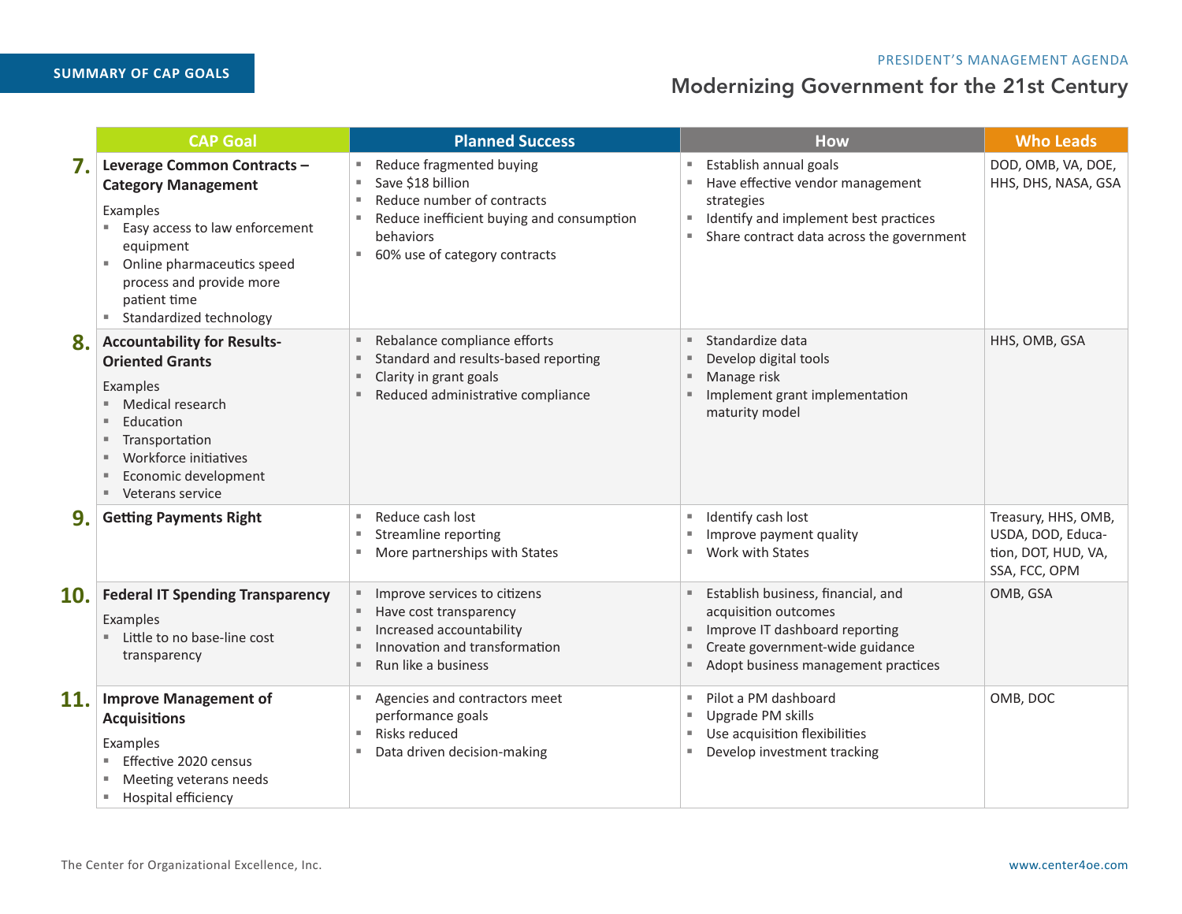SUMMARY OF CAP GOALS

PRESIDENT'S MANAGEMENT AGENDA

## Modernizing Government for the 21st Century

| | CAP Goal | Planned Success | How | Who Leads |
|---|---|---|---|---|
| **7.** | **Leverage Common Contracts – Category Management**<br><br>Examples<br>▪ Easy access to law enforcement equipment<br>▪ Online pharmaceutics speed process and provide more patient time<br>▪ Standardized technology | ▪ Reduce fragmented buying<br>▪ Save $18 billion<br>▪ Reduce number of contracts<br>▪ Reduce inefficient buying and consumption behaviors<br>▪ 60% use of category contracts | ▪ Establish annual goals<br>▪ Have effective vendor management strategies<br>▪ Identify and implement best practices<br>▪ Share contract data across the government | DOD, OMB, VA, DOE, HHS, DHS, NASA, GSA |
| **8.** | **Accountability for Results-Oriented Grants**<br><br>Examples<br>▪ Medical research<br>▪ Education<br>▪ Transportation<br>▪ Workforce initiatives<br>▪ Economic development<br>▪ Veterans service | ▪ Rebalance compliance efforts<br>▪ Standard and results-based reporting<br>▪ Clarity in grant goals<br>▪ Reduced administrative compliance | ▪ Standardize data<br>▪ Develop digital tools<br>▪ Manage risk<br>▪ Implement grant implementation maturity model | HHS, OMB, GSA |
| **9.** | **Getting Payments Right** | ▪ Reduce cash lost<br>▪ Streamline reporting<br>▪ More partnerships with States | ▪ Identify cash lost<br>▪ Improve payment quality<br>▪ Work with States | Treasury, HHS, OMB, USDA, DOD, Education, DOT, HUD, VA, SSA, FCC, OPM |
| **10.** | **Federal IT Spending Transparency**<br><br>Examples<br>▪ Little to no base-line cost transparency | ▪ Improve services to citizens<br>▪ Have cost transparency<br>▪ Increased accountability<br>▪ Innovation and transformation<br>▪ Run like a business | ▪ Establish business, financial, and acquisition outcomes<br>▪ Improve IT dashboard reporting<br>▪ Create government-wide guidance<br>▪ Adopt business management practices | OMB, GSA |
| **11.** | **Improve Management of Acquisitions**<br><br>Examples<br>▪ Effective 2020 census<br>▪ Meeting veterans needs<br>▪ Hospital efficiency | ▪ Agencies and contractors meet performance goals<br>▪ Risks reduced<br>▪ Data driven decision-making | ▪ Pilot a PM dashboard<br>▪ Upgrade PM skills<br>▪ Use acquisition flexibilities<br>▪ Develop investment tracking | OMB, DOC |

The Center for Organizational Excellence, Inc.

www.center4oe.com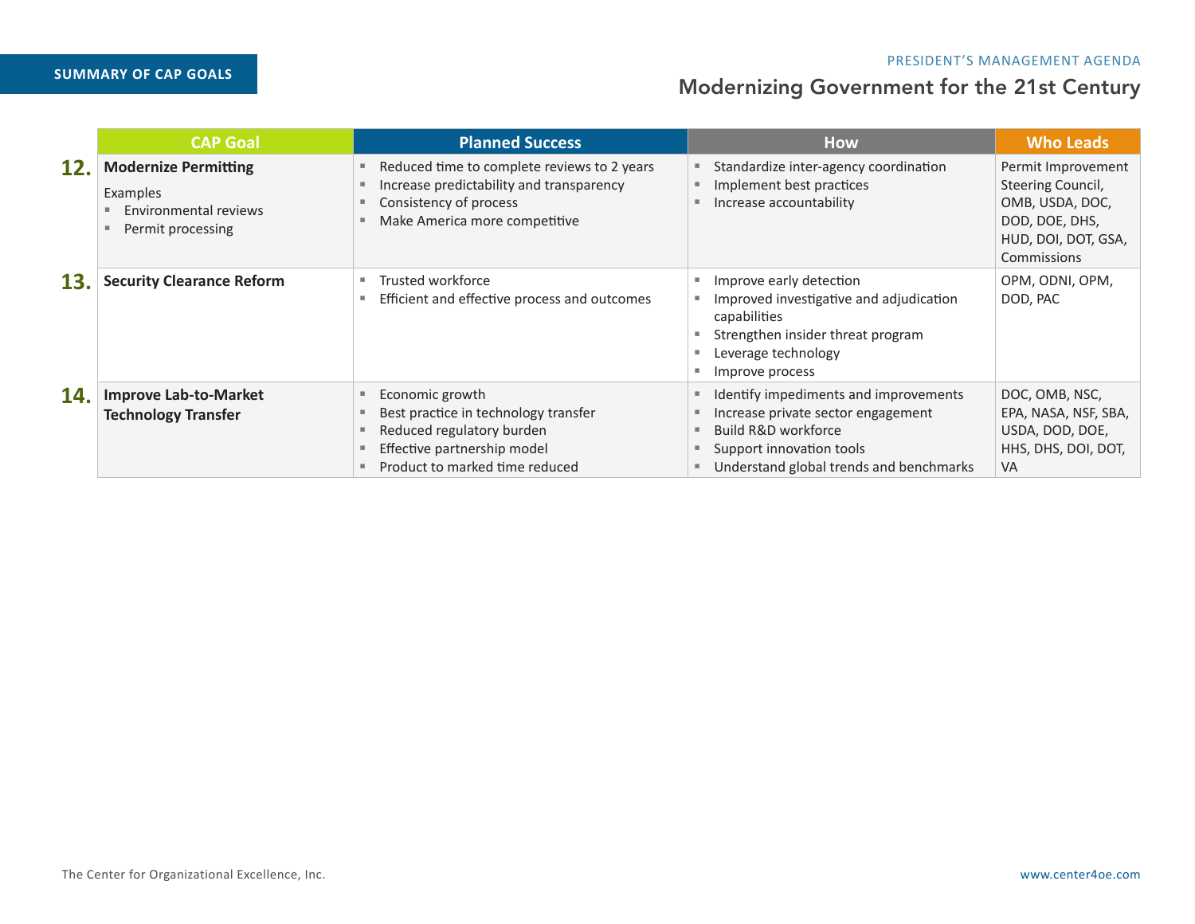## SUMMARY OF CAP GOALS

PRESIDENT'S MANAGEMENT AGENDA

# Modernizing Government for the 21st Century

| | CAP Goal | Planned Success | How | Who Leads |
|---|---|---|---|---|
| **12.** | **Modernize Permitting**<br><br>Examples<br>▪ Environmental reviews<br>▪ Permit processing | ▪ Reduced time to complete reviews to 2 years<br>▪ Increase predictability and transparency<br>▪ Consistency of process<br>▪ Make America more competitive | ▪ Standardize inter-agency coordination<br>▪ Implement best practices<br>▪ Increase accountability | Permit Improvement Steering Council, OMB, USDA, DOC, DOD, DOE, DHS, HUD, DOI, DOT, GSA, Commissions |
| **13.** | **Security Clearance Reform** | ▪ Trusted workforce<br>▪ Efficient and effective process and outcomes | ▪ Improve early detection<br>▪ Improved investigative and adjudication capabilities<br>▪ Strengthen insider threat program<br>▪ Leverage technology<br>▪ Improve process | OPM, ODNI, OPM, DOD, PAC |
| **14.** | **Improve Lab-to-Market Technology Transfer** | ▪ Economic growth<br>▪ Best practice in technology transfer<br>▪ Reduced regulatory burden<br>▪ Effective partnership model<br>▪ Product to marked time reduced | ▪ Identify impediments and improvements<br>▪ Increase private sector engagement<br>▪ Build R&D workforce<br>▪ Support innovation tools<br>▪ Understand global trends and benchmarks | DOC, OMB, NSC, EPA, NASA, NSF, SBA, USDA, DOD, DOE, HHS, DHS, DOI, DOT, VA |

The Center for Organizational Excellence, Inc.

www.center4oe.com